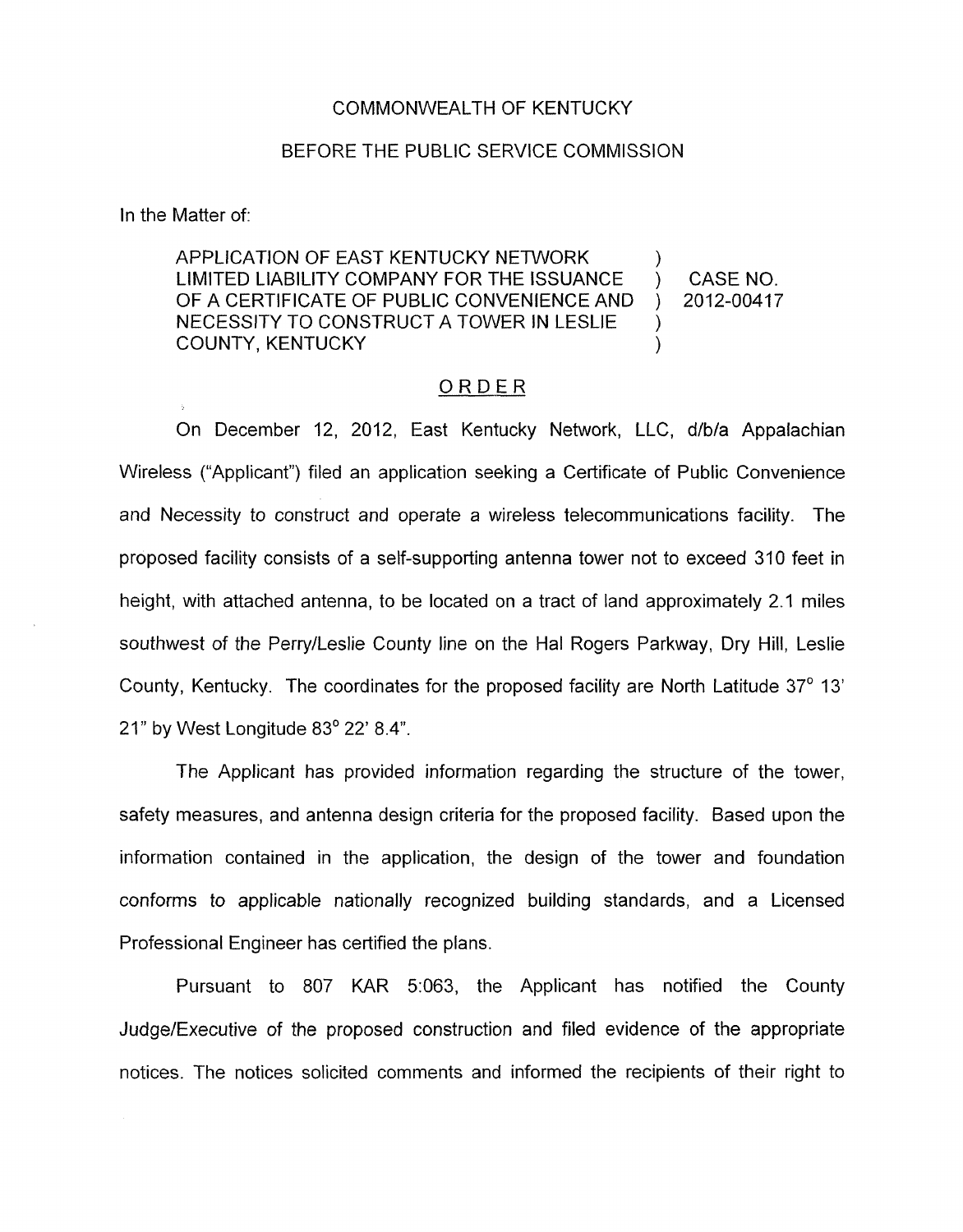COMMONWEALTH OF KENTUCKY

BEFORE THE PUBLIC SERVICE COMMISSION

In the Matter of:

| | | |
|---|---|---|
| APPLICATION OF EAST KENTUCKY NETWORK LIMITED LIABILITY COMPANY FOR THE ISSUANCE OF A CERTIFICATE OF PUBLIC CONVENIENCE AND NECESSITY TO CONSTRUCT A TOWER IN LESLIE COUNTY, KENTUCKY | ) ) ) ) ) | CASE NO. 2012-00417 |

## ORDER

On December 12, 2012, East Kentucky Network, LLC, d/b/a Appalachian Wireless ("Applicant") filed an application seeking a Certificate of Public Convenience and Necessity to construct and operate a wireless telecommunications facility. The proposed facility consists of a self-supporting antenna tower not to exceed 310 feet in height, with attached antenna, to be located on a tract of land approximately 2.1 miles southwest of the Perry/Leslie County line on the Hal Rogers Parkway, Dry Hill, Leslie County, Kentucky. The coordinates for the proposed facility are North Latitude 37° 13' 21" by West Longitude 83° 22' 8.4".

The Applicant has provided information regarding the structure of the tower, safety measures, and antenna design criteria for the proposed facility. Based upon the information contained in the application, the design of the tower and foundation conforms to applicable nationally recognized building standards, and a Licensed Professional Engineer has certified the plans.

Pursuant to 807 KAR 5:063, the Applicant has notified the County Judge/Executive of the proposed construction and filed evidence of the appropriate notices. The notices solicited comments and informed the recipients of their right to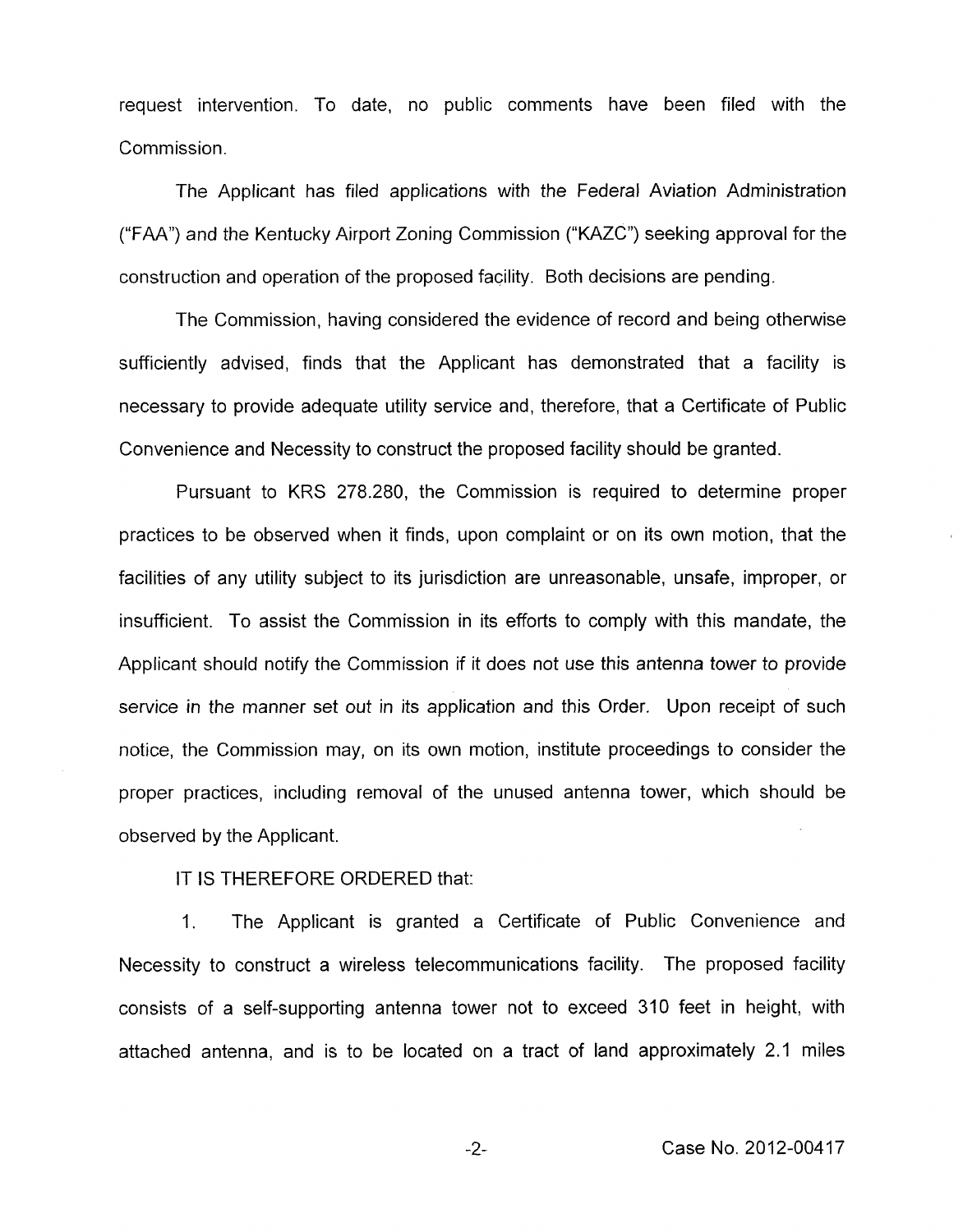request intervention. To date, no public comments have been filed with the Commission.

The Applicant has filed applications with the Federal Aviation Administration ("FAA") and the Kentucky Airport Zoning Commission ("KAZC") seeking approval for the construction and operation of the proposed facility. Both decisions are pending.

The Commission, having considered the evidence of record and being otherwise sufficiently advised, finds that the Applicant has demonstrated that a facility is necessary to provide adequate utility service and, therefore, that a Certificate of Public Convenience and Necessity to construct the proposed facility should be granted.

Pursuant to KRS 278.280, the Commission is required to determine proper practices to be observed when it finds, upon complaint or on its own motion, that the facilities of any utility subject to its jurisdiction are unreasonable, unsafe, improper, or insufficient. To assist the Commission in its efforts to comply with this mandate, the Applicant should notify the Commission if it does not use this antenna tower to provide service in the manner set out in its application and this Order. Upon receipt of such notice, the Commission may, on its own motion, institute proceedings to consider the proper practices, including removal of the unused antenna tower, which should be observed by the Applicant.

IT IS THEREFORE ORDERED that:

1. The Applicant is granted a Certificate of Public Convenience and Necessity to construct a wireless telecommunications facility. The proposed facility consists of a self-supporting antenna tower not to exceed 310 feet in height, with attached antenna, and is to be located on a tract of land approximately 2.1 miles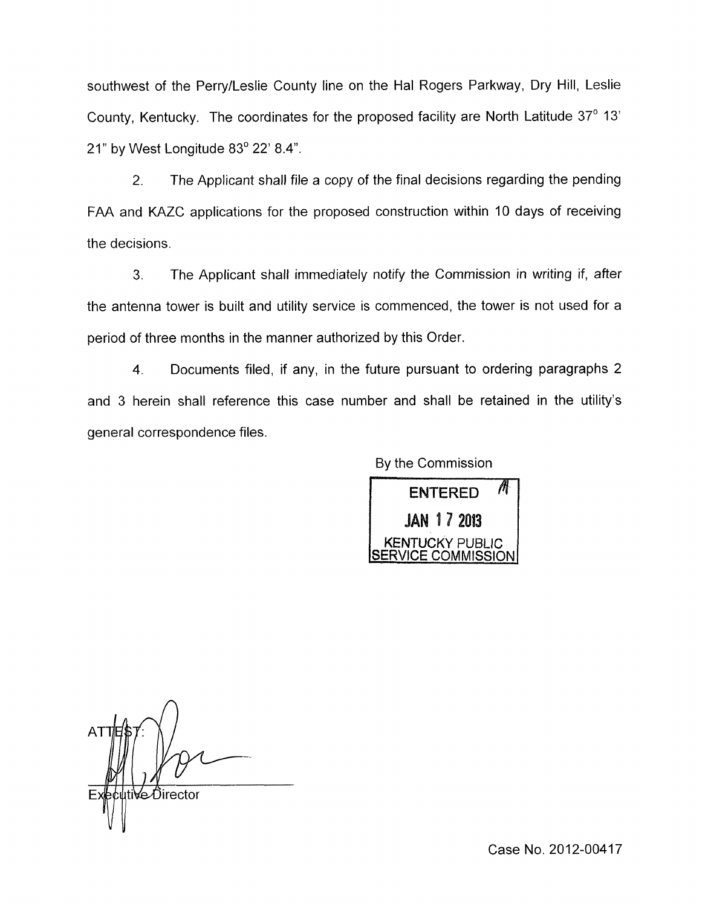southwest of the Perry/Leslie County line on the Hal Rogers Parkway, Dry Hill, Leslie County, Kentucky. The coordinates for the proposed facility are North Latitude 37° 13' 21" by West Longitude 83° 22' 8.4".

2. The Applicant shall file a copy of the final decisions regarding the pending FAA and KAZC applications for the proposed construction within 10 days of receiving the decisions.

3. The Applicant shall immediately notify the Commission in writing if, after the antenna tower is built and utility service is commenced, the tower is not used for a period of three months in the manner authorized by this Order.

4. Documents filed, if any, in the future pursuant to ordering paragraphs 2 and 3 herein shall reference this case number and shall be retained in the utility's general correspondence files.

By the Commission

ENTERED
JAN 17 2013
KENTUCKY PUBLIC SERVICE COMMISSION

ATTEST:

Executive Director

Case No. 2012-00417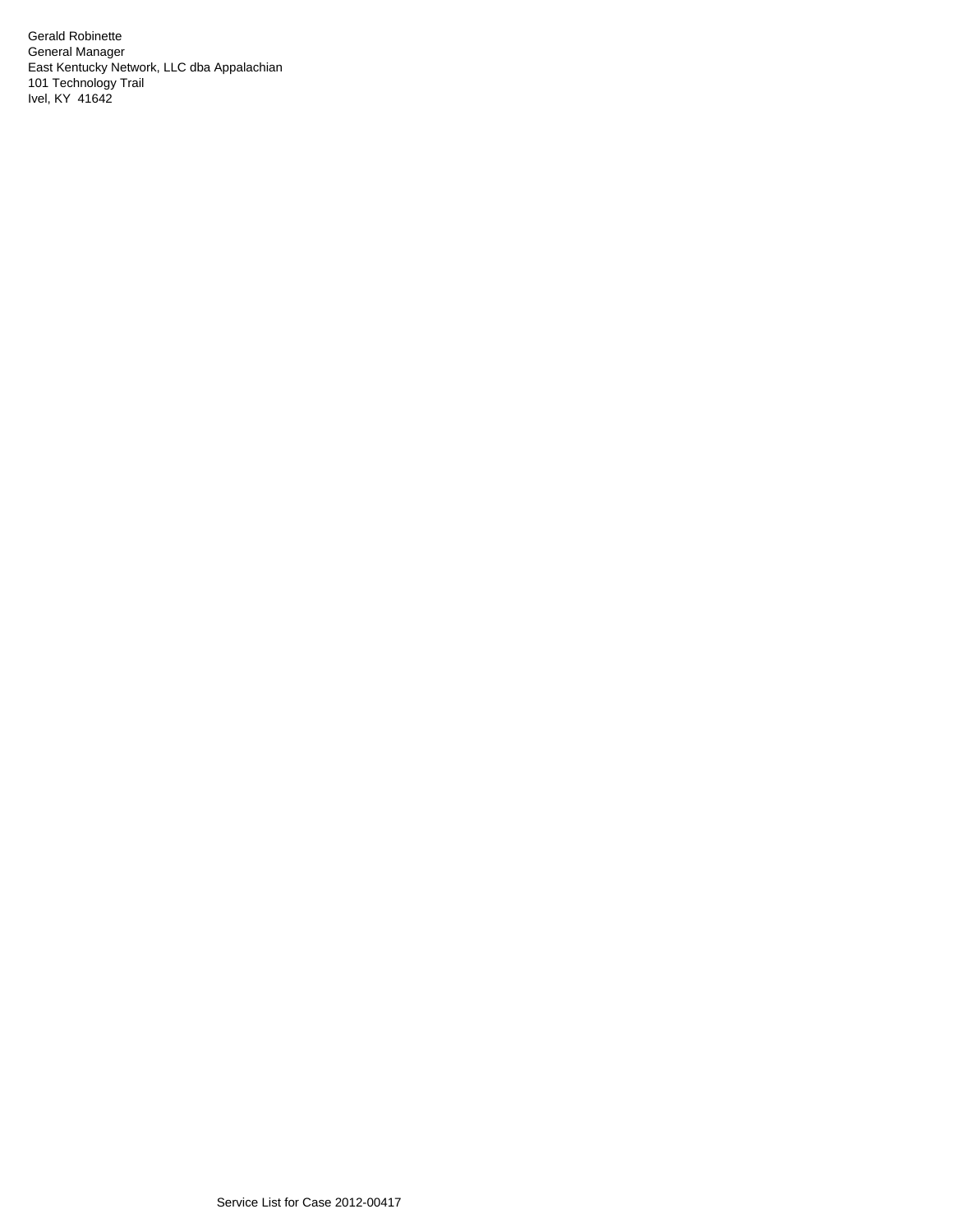Gerald Robinette
General Manager
East Kentucky Network, LLC dba Appalachian
101 Technology Trail
Ivel, KY 41642